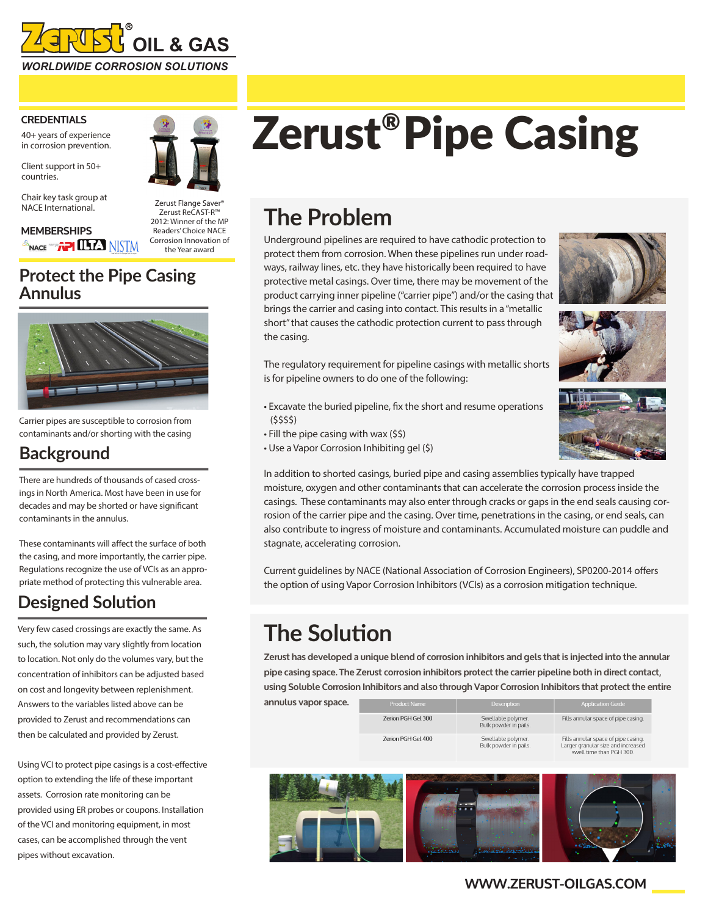# Zerust® OIL & GAS

*WORLDWIDE CORROSION SOLUTIONS*

### CREDENTIALS

40+ years of experience in corrosion prevention.

Client support in 50+ countries.

Chair key task group at NACE International.

### MEMBERSHIPS

NACE, API, ILTA, NISTM

Zerust Flange Saver® Zerust ReCAST-R™ 2012: Winner of the MP Readers' Choice NACE Corrosion Innovation of the Year award

# Zerust® Pipe Casing

## Protect the Pipe Casing Annulus

Carrier pipes are susceptible to corrosion from contaminants and/or shorting with the casing

## Background

There are hundreds of thousands of cased crossings in North America. Most have been in use for decades and may be shorted or have significant contaminants in the annulus.

These contaminants will affect the surface of both the casing, and more importantly, the carrier pipe. Regulations recognize the use of VCIs as an appropriate method of protecting this vulnerable area.

## Designed Solution

Very few cased crossings are exactly the same. As such, the solution may vary slightly from location to location. Not only do the volumes vary, but the concentration of inhibitors can be adjusted based on cost and longevity between replenishment. Answers to the variables listed above can be provided to Zerust and recommendations can then be calculated and provided by Zerust.

Using VCI to protect pipe casings is a cost-effective option to extending the life of these important assets. Corrosion rate monitoring can be provided using ER probes or coupons. Installation of the VCI and monitoring equipment, in most cases, can be accomplished through the vent pipes without excavation.

## The Problem

Underground pipelines are required to have cathodic protection to protect them from corrosion. When these pipelines run under roadways, railway lines, etc. they have historically been required to have protective metal casings. Over time, there may be movement of the product carrying inner pipeline ("carrier pipe") and/or the casing that brings the carrier and casing into contact. This results in a "metallic short" that causes the cathodic protection current to pass through the casing.

The regulatory requirement for pipeline casings with metallic shorts is for pipeline owners to do one of the following:

- Excavate the buried pipeline, fix the short and resume operations ($$$$)
- Fill the pipe casing with wax ($$)
- Use a Vapor Corrosion Inhibiting gel ($)

In addition to shorted casings, buried pipe and casing assemblies typically have trapped moisture, oxygen and other contaminants that can accelerate the corrosion process inside the casings. These contaminants may also enter through cracks or gaps in the end seals causing corrosion of the carrier pipe and the casing. Over time, penetrations in the casing, or end seals, can also contribute to ingress of moisture and contaminants. Accumulated moisture can puddle and stagnate, accelerating corrosion.

Current guidelines by NACE (National Association of Corrosion Engineers), SP0200-2014 offers the option of using Vapor Corrosion Inhibitors (VCIs) as a corrosion mitigation technique.

## The Solution

**Zerust has developed a unique blend of corrosion inhibitors and gels that is injected into the annular pipe casing space. The Zerust corrosion inhibitors protect the carrier pipeline both in direct contact, using Soluble Corrosion Inhibitors and also through Vapor Corrosion Inhibitors that protect the entire annulus vapor space.**

| Product Name | Description | Application Guide |
|---|---|---|
| Zerion PGH Gel 300 | Swellable polymer. Bulk powder in pails. | Fills annular space of pipe casing. |
| Zerion PGH Gel 400 | Swellable polymer. Bulk powder in pails. | Fills annular space of pipe casing. Larger granular size and increased swell time than PGH 300. |

WWW.ZERUST-OILGAS.COM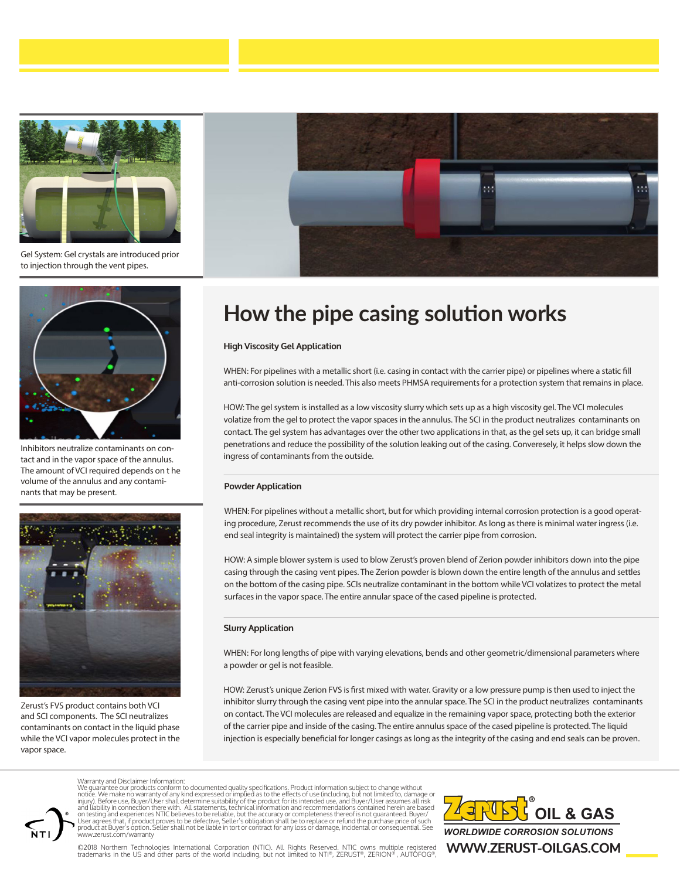Gel System: Gel crystals are introduced prior to injection through the vent pipes.

Inhibitors neutralize contaminants on contact and in the vapor space of the annulus. The amount of VCI required depends on t he volume of the annulus and any contaminants that may be present.

Zerust's FVS product contains both VCI and SCI components. The SCI neutralizes contaminants on contact in the liquid phase while the VCI vapor molecules protect in the vapor space.

# How the pipe casing solution works

### High Viscosity Gel Application

WHEN: For pipelines with a metallic short (i.e. casing in contact with the carrier pipe) or pipelines where a static fill anti-corrosion solution is needed. This also meets PHMSA requirements for a protection system that remains in place.

HOW: The gel system is installed as a low viscosity slurry which sets up as a high viscosity gel. The VCI molecules volatize from the gel to protect the vapor spaces in the annulus. The SCI in the product neutralizes contaminants on contact. The gel system has advantages over the other two applications in that, as the gel sets up, it can bridge small penetrations and reduce the possibility of the solution leaking out of the casing. Converesely, it helps slow down the ingress of contaminants from the outside.

### Powder Application

WHEN: For pipelines without a metallic short, but for which providing internal corrosion protection is a good operating procedure, Zerust recommends the use of its dry powder inhibitor. As long as there is minimal water ingress (i.e. end seal integrity is maintained) the system will protect the carrier pipe from corrosion.

HOW: A simple blower system is used to blow Zerust's proven blend of Zerion powder inhibitors down into the pipe casing through the casing vent pipes. The Zerion powder is blown down the entire length of the annulus and settles on the bottom of the casing pipe. SCIs neutralize contaminant in the bottom while VCI volatizes to protect the metal surfaces in the vapor space. The entire annular space of the cased pipeline is protected.

### Slurry Application

WHEN: For long lengths of pipe with varying elevations, bends and other geometric/dimensional parameters where a powder or gel is not feasible.

HOW: Zerust's unique Zerion FVS is first mixed with water. Gravity or a low pressure pump is then used to inject the inhibitor slurry through the casing vent pipe into the annular space. The SCI in the product neutralizes contaminants on contact. The VCI molecules are released and equalize in the remaining vapor space, protecting both the exterior of the carrier pipe and inside of the casing. The entire annulus space of the cased pipeline is protected. The liquid injection is especially beneficial for longer casings as long as the integrity of the casing and end seals can be proven.

Warranty and Disclaimer Information:
We guarantee our products conform to documented quality specifications. Product information subject to change without notice. We make no warranty of any kind expressed or implied as to the effects of use (including, but not limited to, damage or injury). Before use, Buyer/User shall determine suitability of the product for its intended use, and Buyer/User assumes all risk and liability in connection there with. All statements, technical information and recommendations contained herein are based on testing and experiences NTIC believes to be reliable, but the accuracy or completeness thereof is not guaranteed. Buyer/User agrees that, if product proves to be defective, Seller's obligation shall be to replace or refund the purchase price of such product at Buyer's option. Seller shall not be liable in tort or contract for any loss or damage, incidental or consequential. See www.zerust.com/warranty

©2018 Northern Technologies International Corporation (NTIC). All Rights Reserved. NTIC owns multiple registered trademarks in the US and other parts of the world including, but not limited to NTI®, ZERUST®, ZERION®, AUTOFOG®,

Zerust® OIL & GAS

*WORLDWIDE CORROSION SOLUTIONS*

**WWW.ZERUST-OILGAS.COM**